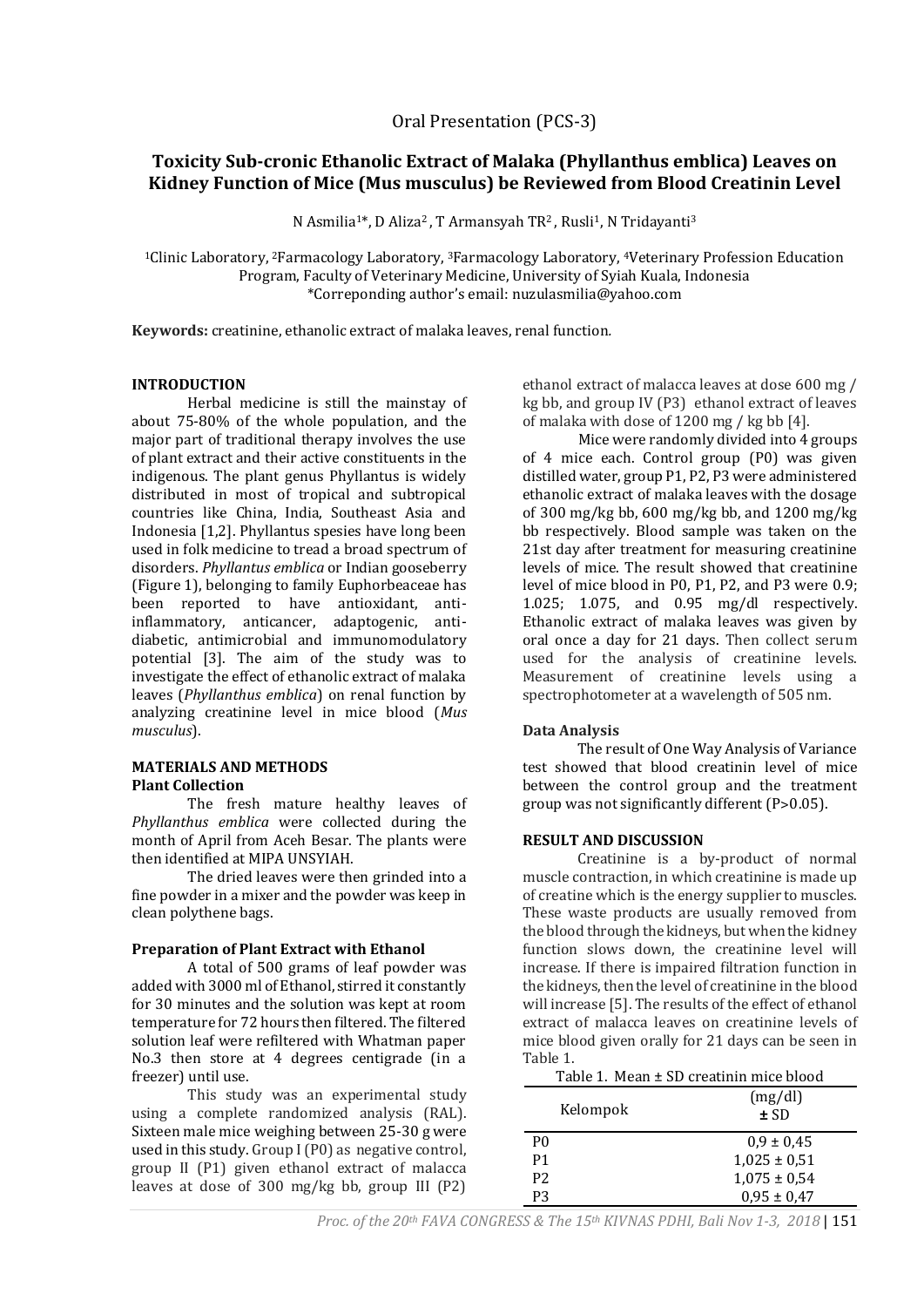Oral Presentation (PCS-3)

# Toxicity Sub-cronic Ethanolic Extract of Malaka (Phyllanthus emblica) Leaves on Kidney Function of Mice (Mus musculus) be Reviewed from Blood Creatinin Level

N Asmilia[1*], D Aliza[2], T Armansyah TR[2], Rusli[1], N Tridayanti[3]

[1]Clinic Laboratory, [2]Farmacology Laboratory, [3]Farmacology Laboratory, [4]Veterinary Profession Education Program, Faculty of Veterinary Medicine, University of Syiah Kuala, Indonesia
*Correponding author's email: nuzulasmilia@yahoo.com

**Keywords:** creatinine, ethanolic extract of malaka leaves, renal function.

## INTRODUCTION

Herbal medicine is still the mainstay of about 75-80% of the whole population, and the major part of traditional therapy involves the use of plant extract and their active constituents in the indigenous. The plant genus Phyllantus is widely distributed in most of tropical and subtropical countries like China, India, Southeast Asia and Indonesia [1,2]. Phyllantus spesies have long been used in folk medicine to tread a broad spectrum of disorders. *Phyllantus emblica* or Indian gooseberry (Figure 1), belonging to family Euphorbeaceae has been reported to have antioxidant, anti-inflammatory, anticancer, adaptogenic, anti-diabetic, antimicrobial and immunomodulatory potential [3]. The aim of the study was to investigate the effect of ethanolic extract of malaka leaves (*Phyllanthus emblica*) on renal function by analyzing creatinine level in mice blood (*Mus musculus*).

## MATERIALS AND METHODS

### Plant Collection

The fresh mature healthy leaves of *Phyllanthus emblica* were collected during the month of April from Aceh Besar. The plants were then identified at MIPA UNSYIAH.

The dried leaves were then grinded into a fine powder in a mixer and the powder was keep in clean polythene bags.

### Preparation of Plant Extract with Ethanol

A total of 500 grams of leaf powder was added with 3000 ml of Ethanol, stirred it constantly for 30 minutes and the solution was kept at room temperature for 72 hours then filtered. The filtered solution leaf were refiltered with Whatman paper No.3 then store at 4 degrees centigrade (in a freezer) until use.

This study was an experimental study using a complete randomized analysis (RAL). Sixteen male mice weighing between 25-30 g were used in this study. Group I (P0) as negative control, group II (P1) given ethanol extract of malacca leaves at dose of 300 mg/kg bb, group III (P2) ethanol extract of malacca leaves at dose 600 mg / kg bb, and group IV (P3) ethanol extract of leaves of malaka with dose of 1200 mg / kg bb [4].

Mice were randomly divided into 4 groups of 4 mice each. Control group (P0) was given distilled water, group P1, P2, P3 were administered ethanolic extract of malaka leaves with the dosage of 300 mg/kg bb, 600 mg/kg bb, and 1200 mg/kg bb respectively. Blood sample was taken on the 21st day after treatment for measuring creatinine levels of mice. The result showed that creatinine level of mice blood in P0, P1, P2, and P3 were 0.9; 1.025; 1.075, and 0.95 mg/dl respectively. Ethanolic extract of malaka leaves was given by oral once a day for 21 days. Then collect serum used for the analysis of creatinine levels. Measurement of creatinine levels using a spectrophotometer at a wavelength of 505 nm.

### Data Analysis

The result of One Way Analysis of Variance test showed that blood creatinin level of mice between the control group and the treatment group was not significantly different ($P>0.05$).

## RESULT AND DISCUSSION

Creatinine is a by-product of normal muscle contraction, in which creatinine is made up of creatine which is the energy supplier to muscles. These waste products are usually removed from the blood through the kidneys, but when the kidney function slows down, the creatinine level will increase. If there is impaired filtration function in the kidneys, then the level of creatinine in the blood will increase [5]. The results of the effect of ethanol extract of malacca leaves on creatinine levels of mice blood given orally for 21 days can be seen in Table 1.

Table 1. Mean ± SD creatinin mice blood

| Kelompok | (mg/dl) ± SD |
|---|---|
| P0 | 0,9 ± 0,45 |
| P1 | 1,025 ± 0,51 |
| P2 | 1,075 ± 0,54 |
| P3 | 0,95 ± 0,47 |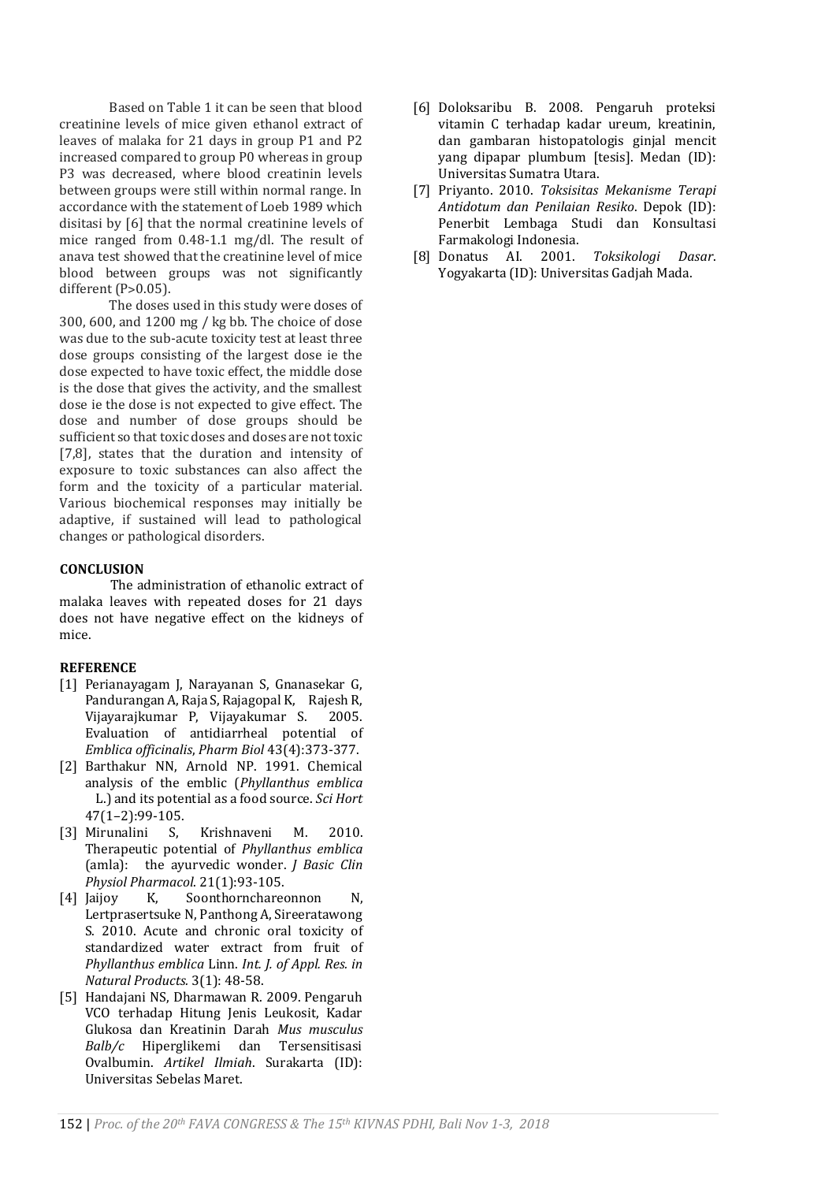Based on Table 1 it can be seen that blood creatinine levels of mice given ethanol extract of leaves of malaka for 21 days in group P1 and P2 increased compared to group P0 whereas in group P3 was decreased, where blood creatinin levels between groups were still within normal range. In accordance with the statement of Loeb 1989 which disitasi by [6] that the normal creatinine levels of mice ranged from 0.48-1.1 mg/dl. The result of anava test showed that the creatinine level of mice blood between groups was not significantly different (P>0.05).

The doses used in this study were doses of 300, 600, and 1200 mg / kg bb. The choice of dose was due to the sub-acute toxicity test at least three dose groups consisting of the largest dose ie the dose expected to have toxic effect, the middle dose is the dose that gives the activity, and the smallest dose ie the dose is not expected to give effect. The dose and number of dose groups should be sufficient so that toxic doses and doses are not toxic [7,8], states that the duration and intensity of exposure to toxic substances can also affect the form and the toxicity of a particular material. Various biochemical responses may initially be adaptive, if sustained will lead to pathological changes or pathological disorders.

## CONCLUSION

The administration of ethanolic extract of malaka leaves with repeated doses for 21 days does not have negative effect on the kidneys of mice.

## REFERENCE

[1] Perianayagam J, Narayanan S, Gnanasekar G, Pandurangan A, Raja S, Rajagopal K, Rajesh R, Vijayarajkumar P, Vijayakumar S. 2005. Evaluation of antidiarrheal potential of *Emblica officinalis*, *Pharm Biol* 43(4):373-377.

[2] Barthakur NN, Arnold NP. 1991. Chemical analysis of the emblic (*Phyllanthus emblica* L.) and its potential as a food source. *Sci Hort* 47(1–2):99-105.

[3] Mirunalini S, Krishnaveni M. 2010. Therapeutic potential of *Phyllanthus emblica* (amla): the ayurvedic wonder. *J Basic Clin Physiol Pharmacol*. 21(1):93-105.

[4] Jaijoy K, Soonthornchareonnon N, Lertprasertsuke N, Panthong A, Sireeratawong S. 2010. Acute and chronic oral toxicity of standardized water extract from fruit of *Phyllanthus emblica* Linn. *Int. J. of Appl. Res. in Natural Products.* 3(1): 48-58.

[5] Handajani NS, Dharmawan R. 2009. Pengaruh VCO terhadap Hitung Jenis Leukosit, Kadar Glukosa dan Kreatinin Darah *Mus musculus Balb/c* Hiperglikemi dan Tersensitisasi Ovalbumin. *Artikel Ilmiah*. Surakarta (ID): Universitas Sebelas Maret.

[6] Doloksaribu B. 2008. Pengaruh proteksi vitamin C terhadap kadar ureum, kreatinin, dan gambaran histopatologis ginjal mencit yang dipapar plumbum [tesis]. Medan (ID): Universitas Sumatra Utara.

[7] Priyanto. 2010. *Toksisitas Mekanisme Terapi Antidotum dan Penilaian Resiko*. Depok (ID): Penerbit Lembaga Studi dan Konsultasi Farmakologi Indonesia.

[8] Donatus AI. 2001. *Toksikologi Dasar*. Yogyakarta (ID): Universitas Gadjah Mada.